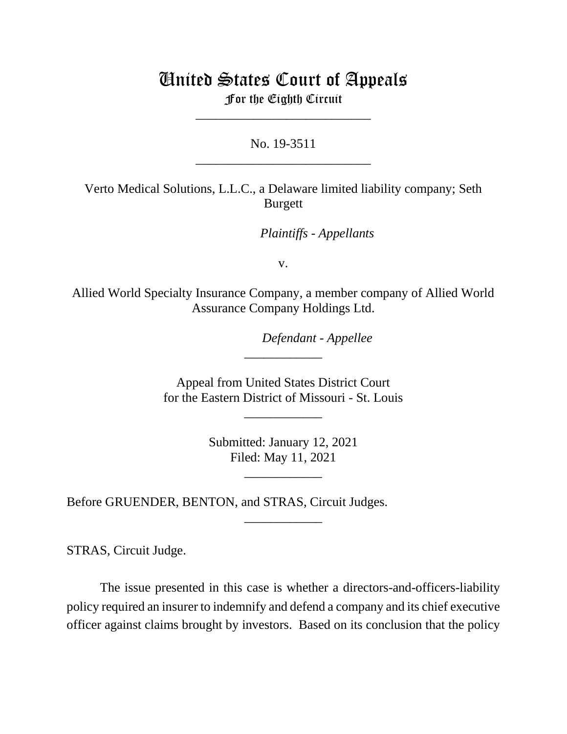# United States Court of Appeals
## For the Eighth Circuit

---

No. 19-3511

---

Verto Medical Solutions, L.L.C., a Delaware limited liability company; Seth Burgett

*Plaintiffs - Appellants*

v.

Allied World Specialty Insurance Company, a member company of Allied World Assurance Company Holdings Ltd.

*Defendant - Appellee*

---

Appeal from United States District Court
for the Eastern District of Missouri - St. Louis

---

Submitted: January 12, 2021
Filed: May 11, 2021

---

Before GRUENDER, BENTON, and STRAS, Circuit Judges.

---

STRAS, Circuit Judge.

The issue presented in this case is whether a directors-and-officers-liability policy required an insurer to indemnify and defend a company and its chief executive officer against claims brought by investors. Based on its conclusion that the policy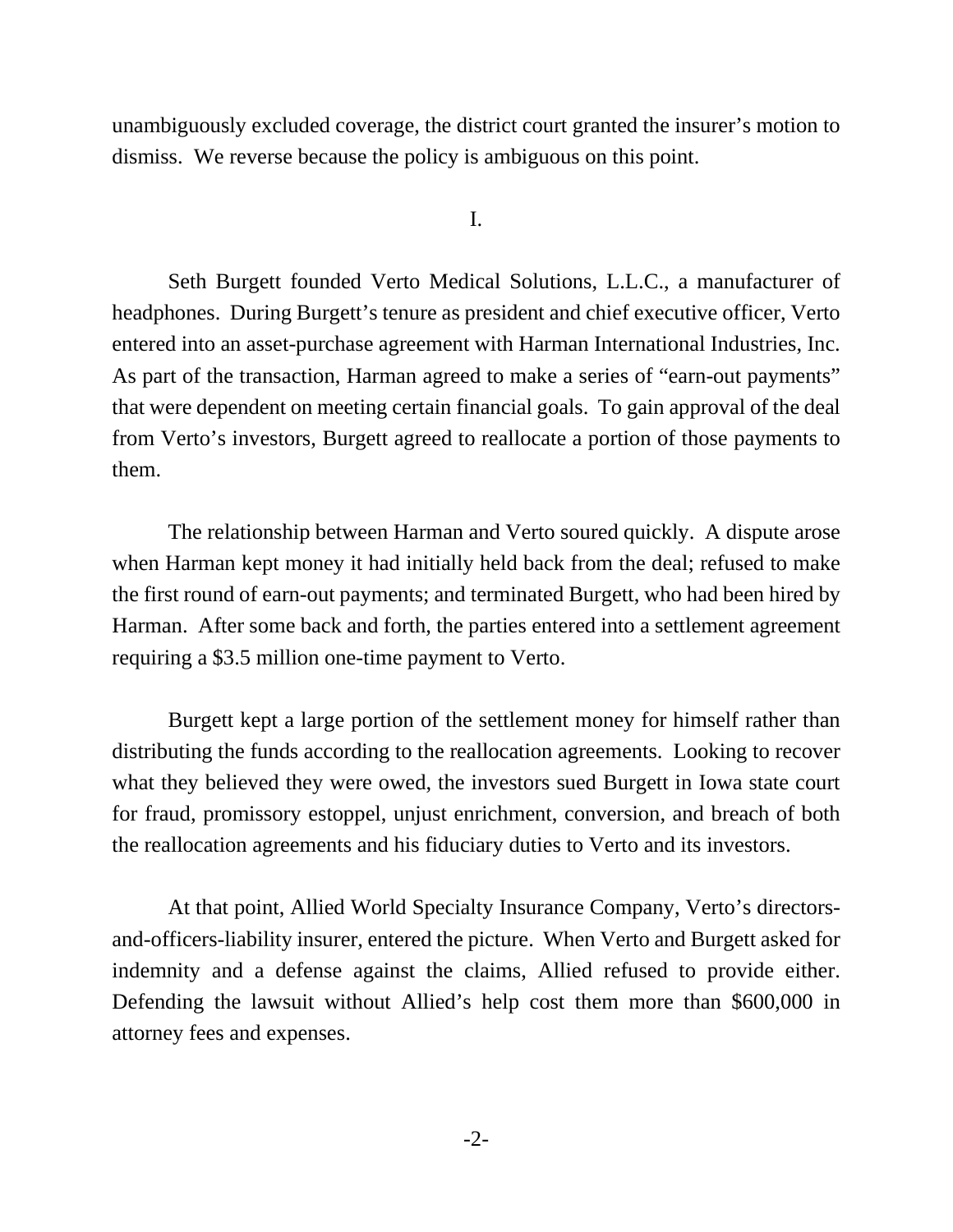unambiguously excluded coverage, the district court granted the insurer's motion to dismiss. We reverse because the policy is ambiguous on this point.

I.

Seth Burgett founded Verto Medical Solutions, L.L.C., a manufacturer of headphones. During Burgett's tenure as president and chief executive officer, Verto entered into an asset-purchase agreement with Harman International Industries, Inc. As part of the transaction, Harman agreed to make a series of "earn-out payments" that were dependent on meeting certain financial goals. To gain approval of the deal from Verto's investors, Burgett agreed to reallocate a portion of those payments to them.

The relationship between Harman and Verto soured quickly. A dispute arose when Harman kept money it had initially held back from the deal; refused to make the first round of earn-out payments; and terminated Burgett, who had been hired by Harman. After some back and forth, the parties entered into a settlement agreement requiring a \$3.5 million one-time payment to Verto.

Burgett kept a large portion of the settlement money for himself rather than distributing the funds according to the reallocation agreements. Looking to recover what they believed they were owed, the investors sued Burgett in Iowa state court for fraud, promissory estoppel, unjust enrichment, conversion, and breach of both the reallocation agreements and his fiduciary duties to Verto and its investors.

At that point, Allied World Specialty Insurance Company, Verto's directors-and-officers-liability insurer, entered the picture. When Verto and Burgett asked for indemnity and a defense against the claims, Allied refused to provide either. Defending the lawsuit without Allied's help cost them more than \$600,000 in attorney fees and expenses.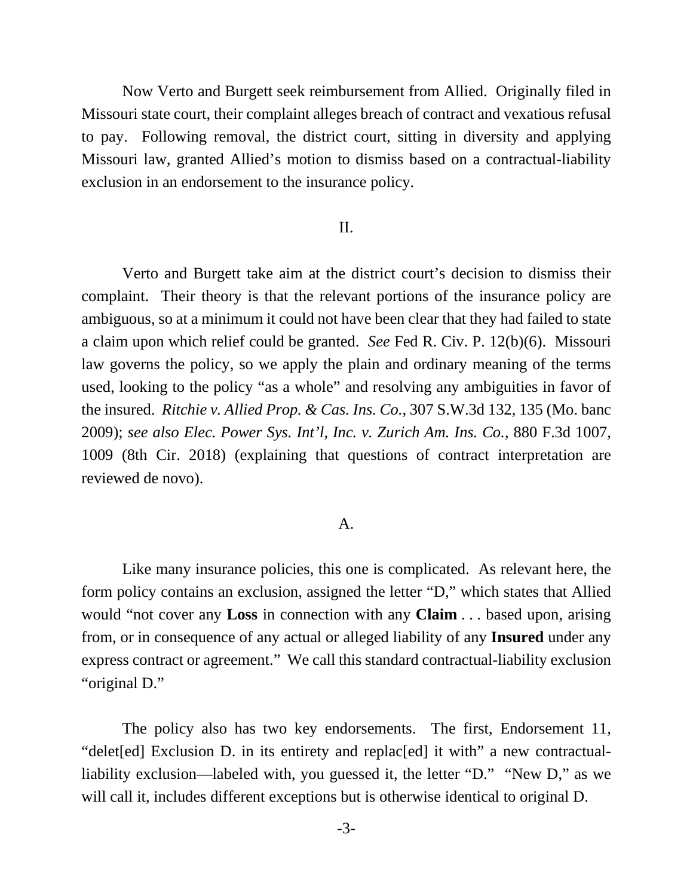Now Verto and Burgett seek reimbursement from Allied. Originally filed in Missouri state court, their complaint alleges breach of contract and vexatious refusal to pay. Following removal, the district court, sitting in diversity and applying Missouri law, granted Allied's motion to dismiss based on a contractual-liability exclusion in an endorsement to the insurance policy.

## II.

Verto and Burgett take aim at the district court's decision to dismiss their complaint. Their theory is that the relevant portions of the insurance policy are ambiguous, so at a minimum it could not have been clear that they had failed to state a claim upon which relief could be granted. *See* Fed R. Civ. P. 12(b)(6). Missouri law governs the policy, so we apply the plain and ordinary meaning of the terms used, looking to the policy "as a whole" and resolving any ambiguities in favor of the insured. *Ritchie v. Allied Prop. & Cas. Ins. Co.*, 307 S.W.3d 132, 135 (Mo. banc 2009); *see also Elec. Power Sys. Int'l, Inc. v. Zurich Am. Ins. Co.*, 880 F.3d 1007, 1009 (8th Cir. 2018) (explaining that questions of contract interpretation are reviewed de novo).

### A.

Like many insurance policies, this one is complicated. As relevant here, the form policy contains an exclusion, assigned the letter "D," which states that Allied would "not cover any **Loss** in connection with any **Claim** . . . based upon, arising from, or in consequence of any actual or alleged liability of any **Insured** under any express contract or agreement." We call this standard contractual-liability exclusion "original D."

The policy also has two key endorsements. The first, Endorsement 11, "delet[ed] Exclusion D. in its entirety and replac[ed] it with" a new contractual-liability exclusion—labeled with, you guessed it, the letter "D." "New D," as we will call it, includes different exceptions but is otherwise identical to original D.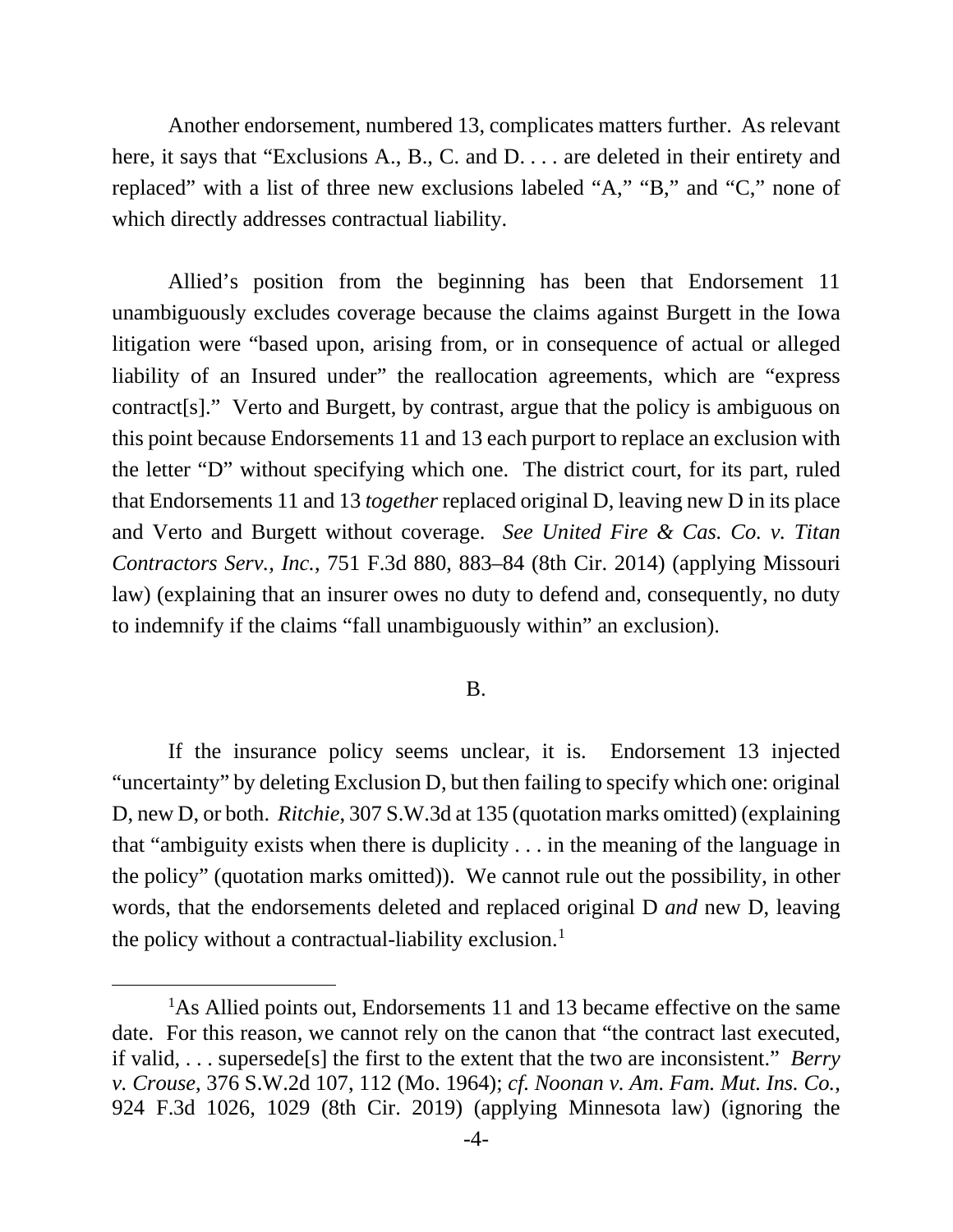Another endorsement, numbered 13, complicates matters further. As relevant here, it says that "Exclusions A., B., C. and D. . . . are deleted in their entirety and replaced" with a list of three new exclusions labeled "A," "B," and "C," none of which directly addresses contractual liability.

Allied's position from the beginning has been that Endorsement 11 unambiguously excludes coverage because the claims against Burgett in the Iowa litigation were "based upon, arising from, or in consequence of actual or alleged liability of an Insured under" the reallocation agreements, which are "express contract[s]." Verto and Burgett, by contrast, argue that the policy is ambiguous on this point because Endorsements 11 and 13 each purport to replace an exclusion with the letter "D" without specifying which one. The district court, for its part, ruled that Endorsements 11 and 13 *together* replaced original D, leaving new D in its place and Verto and Burgett without coverage. *See United Fire & Cas. Co. v. Titan Contractors Serv., Inc.*, 751 F.3d 880, 883–84 (8th Cir. 2014) (applying Missouri law) (explaining that an insurer owes no duty to defend and, consequently, no duty to indemnify if the claims "fall unambiguously within" an exclusion).

## B.

If the insurance policy seems unclear, it is. Endorsement 13 injected "uncertainty" by deleting Exclusion D, but then failing to specify which one: original D, new D, or both. *Ritchie*, 307 S.W.3d at 135 (quotation marks omitted) (explaining that "ambiguity exists when there is duplicity . . . in the meaning of the language in the policy" (quotation marks omitted)). We cannot rule out the possibility, in other words, that the endorsements deleted and replaced original D *and* new D, leaving the policy without a contractual-liability exclusion.[1]

---

[1]As Allied points out, Endorsements 11 and 13 became effective on the same date. For this reason, we cannot rely on the canon that "the contract last executed, if valid, . . . supersede[s] the first to the extent that the two are inconsistent." *Berry v. Crouse*, 376 S.W.2d 107, 112 (Mo. 1964); *cf. Noonan v. Am. Fam. Mut. Ins. Co.*, 924 F.3d 1026, 1029 (8th Cir. 2019) (applying Minnesota law) (ignoring the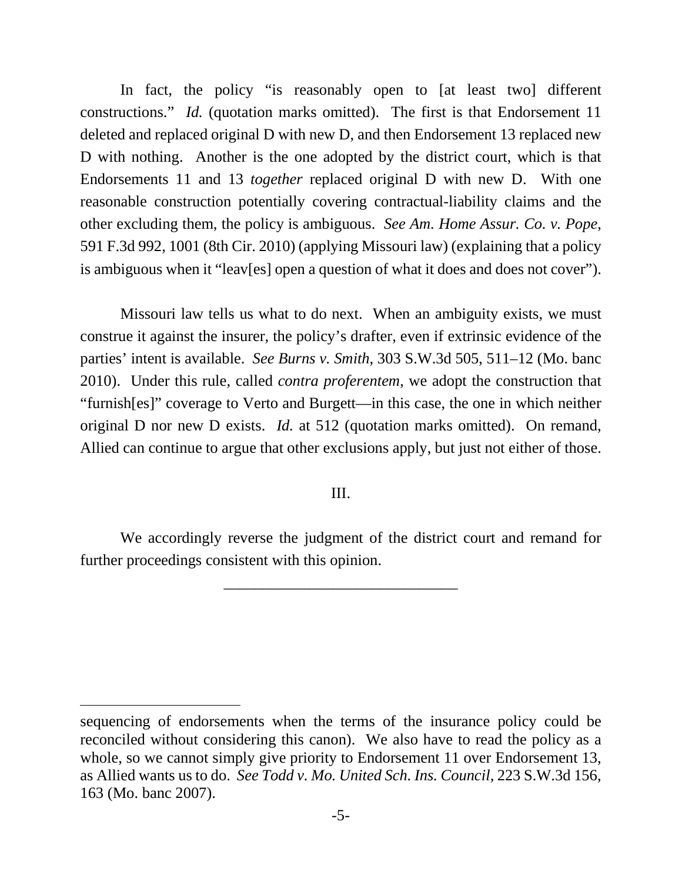In fact, the policy "is reasonably open to [at least two] different constructions." *Id.* (quotation marks omitted). The first is that Endorsement 11 deleted and replaced original D with new D, and then Endorsement 13 replaced new D with nothing. Another is the one adopted by the district court, which is that Endorsements 11 and 13 *together* replaced original D with new D. With one reasonable construction potentially covering contractual-liability claims and the other excluding them, the policy is ambiguous. *See Am. Home Assur. Co. v. Pope*, 591 F.3d 992, 1001 (8th Cir. 2010) (applying Missouri law) (explaining that a policy is ambiguous when it "leav[es] open a question of what it does and does not cover").

Missouri law tells us what to do next. When an ambiguity exists, we must construe it against the insurer, the policy's drafter, even if extrinsic evidence of the parties' intent is available. *See Burns v. Smith*, 303 S.W.3d 505, 511–12 (Mo. banc 2010). Under this rule, called *contra proferentem*, we adopt the construction that "furnish[es]" coverage to Verto and Burgett—in this case, the one in which neither original D nor new D exists. *Id.* at 512 (quotation marks omitted). On remand, Allied can continue to argue that other exclusions apply, but just not either of those.

III.

We accordingly reverse the judgment of the district court and remand for further proceedings consistent with this opinion.

______________________________

sequencing of endorsements when the terms of the insurance policy could be reconciled without considering this canon). We also have to read the policy as a whole, so we cannot simply give priority to Endorsement 11 over Endorsement 13, as Allied wants us to do. *See Todd v. Mo. United Sch. Ins. Council*, 223 S.W.3d 156, 163 (Mo. banc 2007).